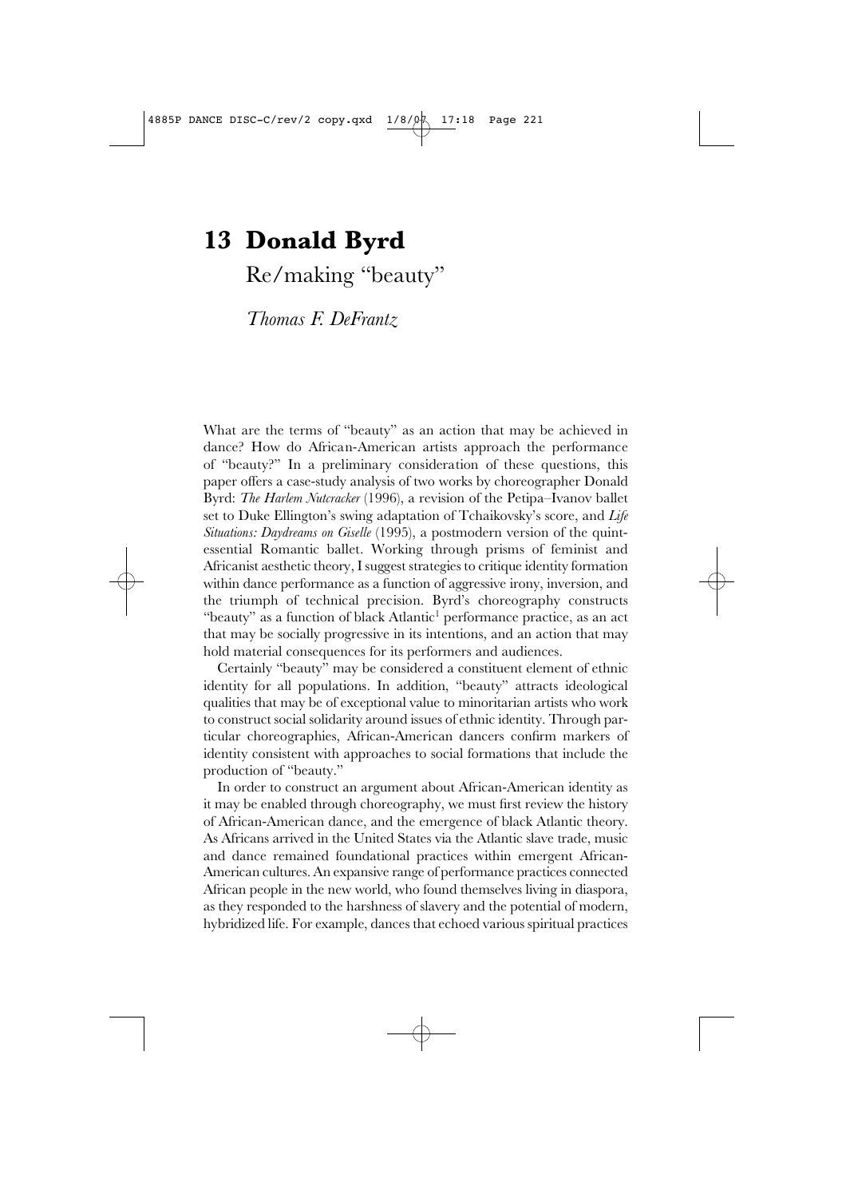# 13 Donald Byrd

## Re/making "beauty"

*Thomas F. DeFrantz*

What are the terms of "beauty" as an action that may be achieved in dance? How do African-American artists approach the performance of "beauty?" In a preliminary consideration of these questions, this paper offers a case-study analysis of two works by choreographer Donald Byrd: *The Harlem Nutcracker* (1996), a revision of the Petipa–Ivanov ballet set to Duke Ellington's swing adaptation of Tchaikovsky's score, and *Life Situations: Daydreams on Giselle* (1995), a postmodern version of the quintessential Romantic ballet. Working through prisms of feminist and Africanist aesthetic theory, I suggest strategies to critique identity formation within dance performance as a function of aggressive irony, inversion, and the triumph of technical precision. Byrd's choreography constructs "beauty" as a function of black Atlantic[1] performance practice, as an act that may be socially progressive in its intentions, and an action that may hold material consequences for its performers and audiences.

Certainly "beauty" may be considered a constituent element of ethnic identity for all populations. In addition, "beauty" attracts ideological qualities that may be of exceptional value to minoritarian artists who work to construct social solidarity around issues of ethnic identity. Through particular choreographies, African-American dancers confirm markers of identity consistent with approaches to social formations that include the production of "beauty."

In order to construct an argument about African-American identity as it may be enabled through choreography, we must first review the history of African-American dance, and the emergence of black Atlantic theory. As Africans arrived in the United States via the Atlantic slave trade, music and dance remained foundational practices within emergent African-American cultures. An expansive range of performance practices connected African people in the new world, who found themselves living in diaspora, as they responded to the harshness of slavery and the potential of modern, hybridized life. For example, dances that echoed various spiritual practices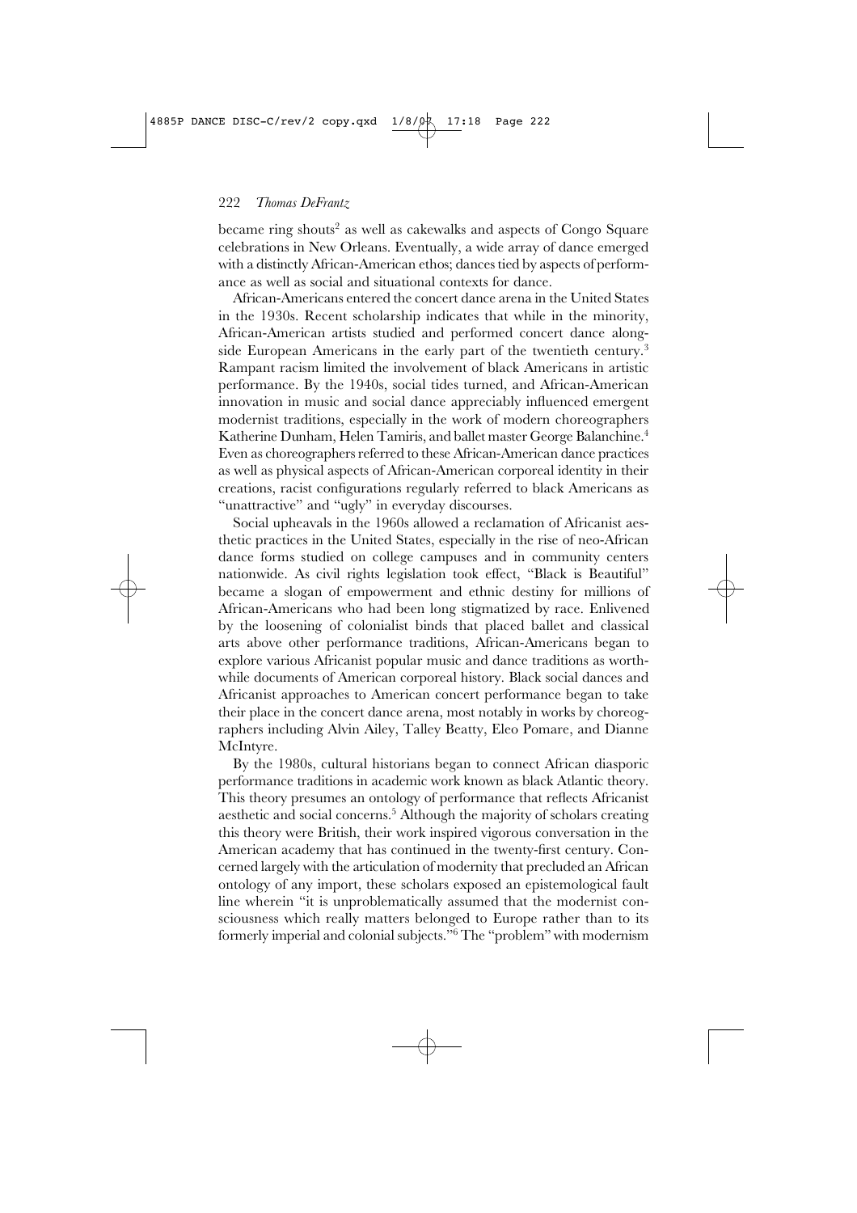became ring shouts[2] as well as cakewalks and aspects of Congo Square celebrations in New Orleans. Eventually, a wide array of dance emerged with a distinctly African-American ethos; dances tied by aspects of performance as well as social and situational contexts for dance.

African-Americans entered the concert dance arena in the United States in the 1930s. Recent scholarship indicates that while in the minority, African-American artists studied and performed concert dance alongside European Americans in the early part of the twentieth century.[3] Rampant racism limited the involvement of black Americans in artistic performance. By the 1940s, social tides turned, and African-American innovation in music and social dance appreciably influenced emergent modernist traditions, especially in the work of modern choreographers Katherine Dunham, Helen Tamiris, and ballet master George Balanchine.[4] Even as choreographers referred to these African-American dance practices as well as physical aspects of African-American corporeal identity in their creations, racist configurations regularly referred to black Americans as "unattractive" and "ugly" in everyday discourses.

Social upheavals in the 1960s allowed a reclamation of Africanist aesthetic practices in the United States, especially in the rise of neo-African dance forms studied on college campuses and in community centers nationwide. As civil rights legislation took effect, "Black is Beautiful" became a slogan of empowerment and ethnic destiny for millions of African-Americans who had been long stigmatized by race. Enlivened by the loosening of colonialist binds that placed ballet and classical arts above other performance traditions, African-Americans began to explore various Africanist popular music and dance traditions as worthwhile documents of American corporeal history. Black social dances and Africanist approaches to American concert performance began to take their place in the concert dance arena, most notably in works by choreographers including Alvin Ailey, Talley Beatty, Eleo Pomare, and Dianne McIntyre.

By the 1980s, cultural historians began to connect African diasporic performance traditions in academic work known as black Atlantic theory. This theory presumes an ontology of performance that reflects Africanist aesthetic and social concerns.[5] Although the majority of scholars creating this theory were British, their work inspired vigorous conversation in the American academy that has continued in the twenty-first century. Concerned largely with the articulation of modernity that precluded an African ontology of any import, these scholars exposed an epistemological fault line wherein "it is unproblematically assumed that the modernist consciousness which really matters belonged to Europe rather than to its formerly imperial and colonial subjects."[6] The "problem" with modernism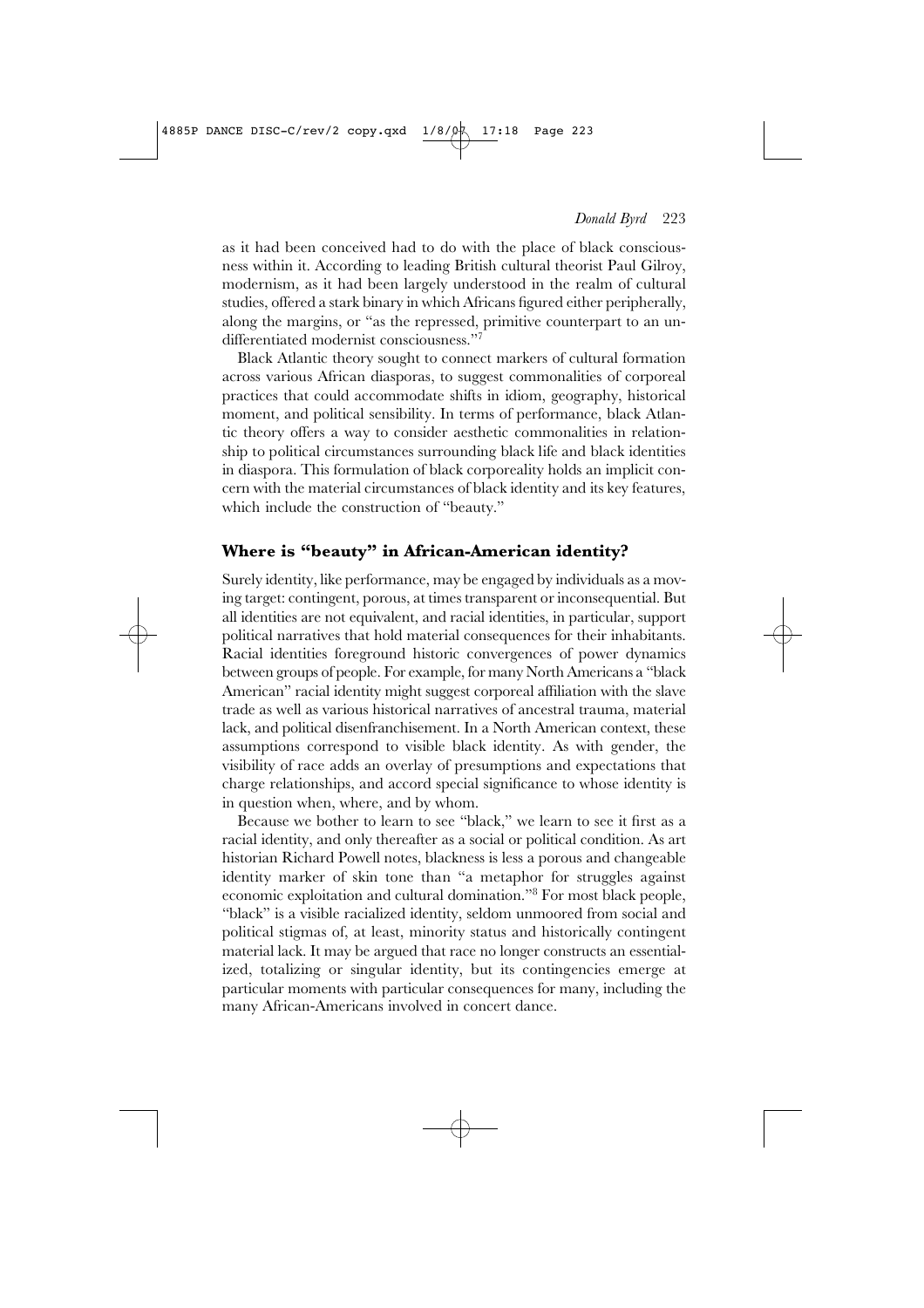as it had been conceived had to do with the place of black consciousness within it. According to leading British cultural theorist Paul Gilroy, modernism, as it had been largely understood in the realm of cultural studies, offered a stark binary in which Africans figured either peripherally, along the margins, or "as the repressed, primitive counterpart to an undifferentiated modernist consciousness."[7]

Black Atlantic theory sought to connect markers of cultural formation across various African diasporas, to suggest commonalities of corporeal practices that could accommodate shifts in idiom, geography, historical moment, and political sensibility. In terms of performance, black Atlantic theory offers a way to consider aesthetic commonalities in relationship to political circumstances surrounding black life and black identities in diaspora. This formulation of black corporeality holds an implicit concern with the material circumstances of black identity and its key features, which include the construction of "beauty."

## Where is "beauty" in African-American identity?

Surely identity, like performance, may be engaged by individuals as a moving target: contingent, porous, at times transparent or inconsequential. But all identities are not equivalent, and racial identities, in particular, support political narratives that hold material consequences for their inhabitants. Racial identities foreground historic convergences of power dynamics between groups of people. For example, for many North Americans a "black American" racial identity might suggest corporeal affiliation with the slave trade as well as various historical narratives of ancestral trauma, material lack, and political disenfranchisement. In a North American context, these assumptions correspond to visible black identity. As with gender, the visibility of race adds an overlay of presumptions and expectations that charge relationships, and accord special significance to whose identity is in question when, where, and by whom.

Because we bother to learn to see "black," we learn to see it first as a racial identity, and only thereafter as a social or political condition. As art historian Richard Powell notes, blackness is less a porous and changeable identity marker of skin tone than "a metaphor for struggles against economic exploitation and cultural domination."[8] For most black people, "black" is a visible racialized identity, seldom unmoored from social and political stigmas of, at least, minority status and historically contingent material lack. It may be argued that race no longer constructs an essentialized, totalizing or singular identity, but its contingencies emerge at particular moments with particular consequences for many, including the many African-Americans involved in concert dance.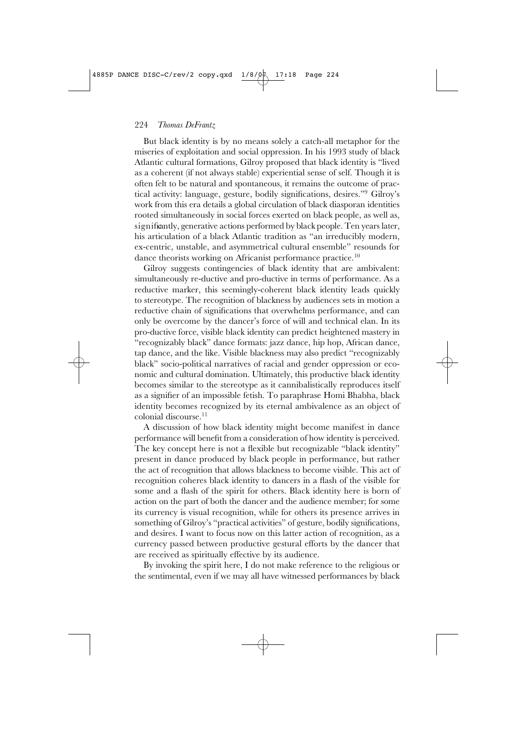But black identity is by no means solely a catch-all metaphor for the miseries of exploitation and social oppression. In his 1993 study of black Atlantic cultural formations, Gilroy proposed that black identity is "lived as a coherent (if not always stable) experiential sense of self. Though it is often felt to be natural and spontaneous, it remains the outcome of practical activity: language, gesture, bodily significations, desires."[9] Gilroy's work from this era details a global circulation of black diasporan identities rooted simultaneously in social forces exerted on black people, as well as, significantly, generative actions performed by black people. Ten years later, his articulation of a black Atlantic tradition as "an irreducibly modern, ex-centric, unstable, and asymmetrical cultural ensemble" resounds for dance theorists working on Africanist performance practice.[10]

Gilroy suggests contingencies of black identity that are ambivalent: simultaneously re-ductive and pro-ductive in terms of performance. As a reductive marker, this seemingly-coherent black identity leads quickly to stereotype. The recognition of blackness by audiences sets in motion a reductive chain of significations that overwhelms performance, and can only be overcome by the dancer's force of will and technical elan. In its pro-ductive force, visible black identity can predict heightened mastery in "recognizably black" dance formats: jazz dance, hip hop, African dance, tap dance, and the like. Visible blackness may also predict "recognizably black" socio-political narratives of racial and gender oppression or economic and cultural domination. Ultimately, this productive black identity becomes similar to the stereotype as it cannibalistically reproduces itself as a signifier of an impossible fetish. To paraphrase Homi Bhabha, black identity becomes recognized by its eternal ambivalence as an object of colonial discourse.[11]

A discussion of how black identity might become manifest in dance performance will benefit from a consideration of how identity is perceived. The key concept here is not a flexible but recognizable "black identity" present in dance produced by black people in performance, but rather the act of recognition that allows blackness to become visible. This act of recognition coheres black identity to dancers in a flash of the visible for some and a flash of the spirit for others. Black identity here is born of action on the part of both the dancer and the audience member; for some its currency is visual recognition, while for others its presence arrives in something of Gilroy's "practical activities" of gesture, bodily significations, and desires. I want to focus now on this latter action of recognition, as a currency passed between productive gestural efforts by the dancer that are received as spiritually effective by its audience.

By invoking the spirit here, I do not make reference to the religious or the sentimental, even if we may all have witnessed performances by black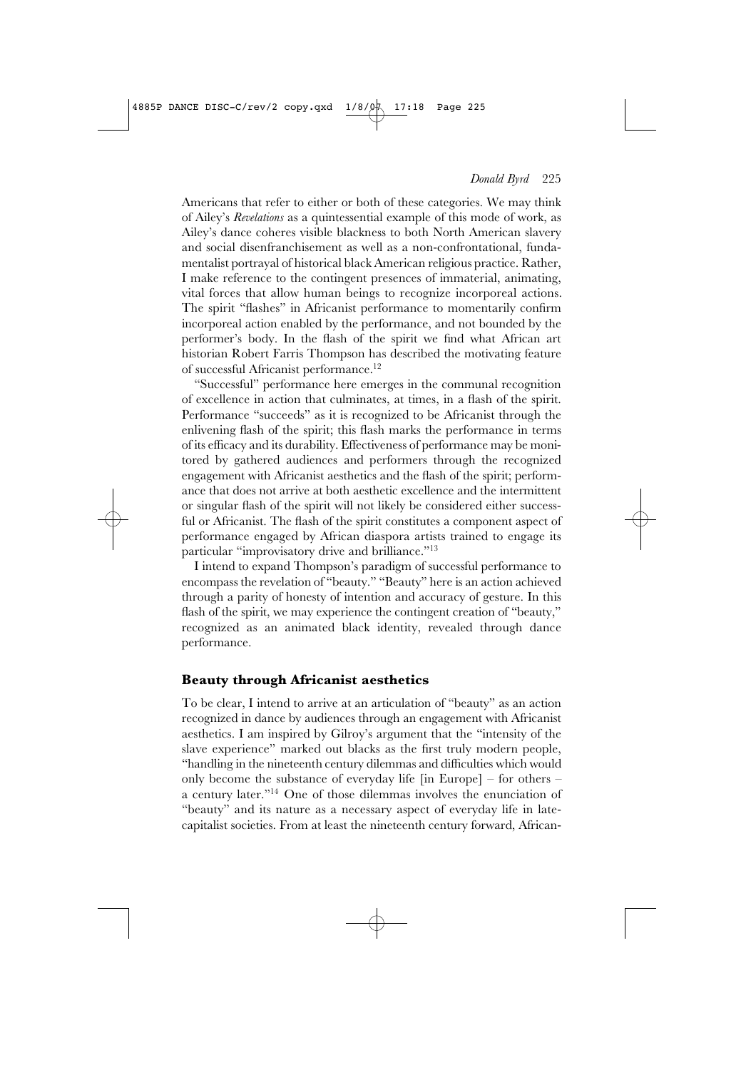Americans that refer to either or both of these categories. We may think of Ailey's *Revelations* as a quintessential example of this mode of work, as Ailey's dance coheres visible blackness to both North American slavery and social disenfranchisement as well as a non-confrontational, fundamentalist portrayal of historical black American religious practice. Rather, I make reference to the contingent presences of immaterial, animating, vital forces that allow human beings to recognize incorporeal actions. The spirit "flashes" in Africanist performance to momentarily confirm incorporeal action enabled by the performance, and not bounded by the performer's body. In the flash of the spirit we find what African art historian Robert Farris Thompson has described the motivating feature of successful Africanist performance.[12]

"Successful" performance here emerges in the communal recognition of excellence in action that culminates, at times, in a flash of the spirit. Performance "succeeds" as it is recognized to be Africanist through the enlivening flash of the spirit; this flash marks the performance in terms of its efficacy and its durability. Effectiveness of performance may be monitored by gathered audiences and performers through the recognized engagement with Africanist aesthetics and the flash of the spirit; performance that does not arrive at both aesthetic excellence and the intermittent or singular flash of the spirit will not likely be considered either successful or Africanist. The flash of the spirit constitutes a component aspect of performance engaged by African diaspora artists trained to engage its particular "improvisatory drive and brilliance."[13]

I intend to expand Thompson's paradigm of successful performance to encompass the revelation of "beauty." "Beauty" here is an action achieved through a parity of honesty of intention and accuracy of gesture. In this flash of the spirit, we may experience the contingent creation of "beauty," recognized as an animated black identity, revealed through dance performance.

## Beauty through Africanist aesthetics

To be clear, I intend to arrive at an articulation of "beauty" as an action recognized in dance by audiences through an engagement with Africanist aesthetics. I am inspired by Gilroy's argument that the "intensity of the slave experience" marked out blacks as the first truly modern people, "handling in the nineteenth century dilemmas and difficulties which would only become the substance of everyday life [in Europe] – for others – a century later."[14] One of those dilemmas involves the enunciation of "beauty" and its nature as a necessary aspect of everyday life in late-capitalist societies. From at least the nineteenth century forward, African-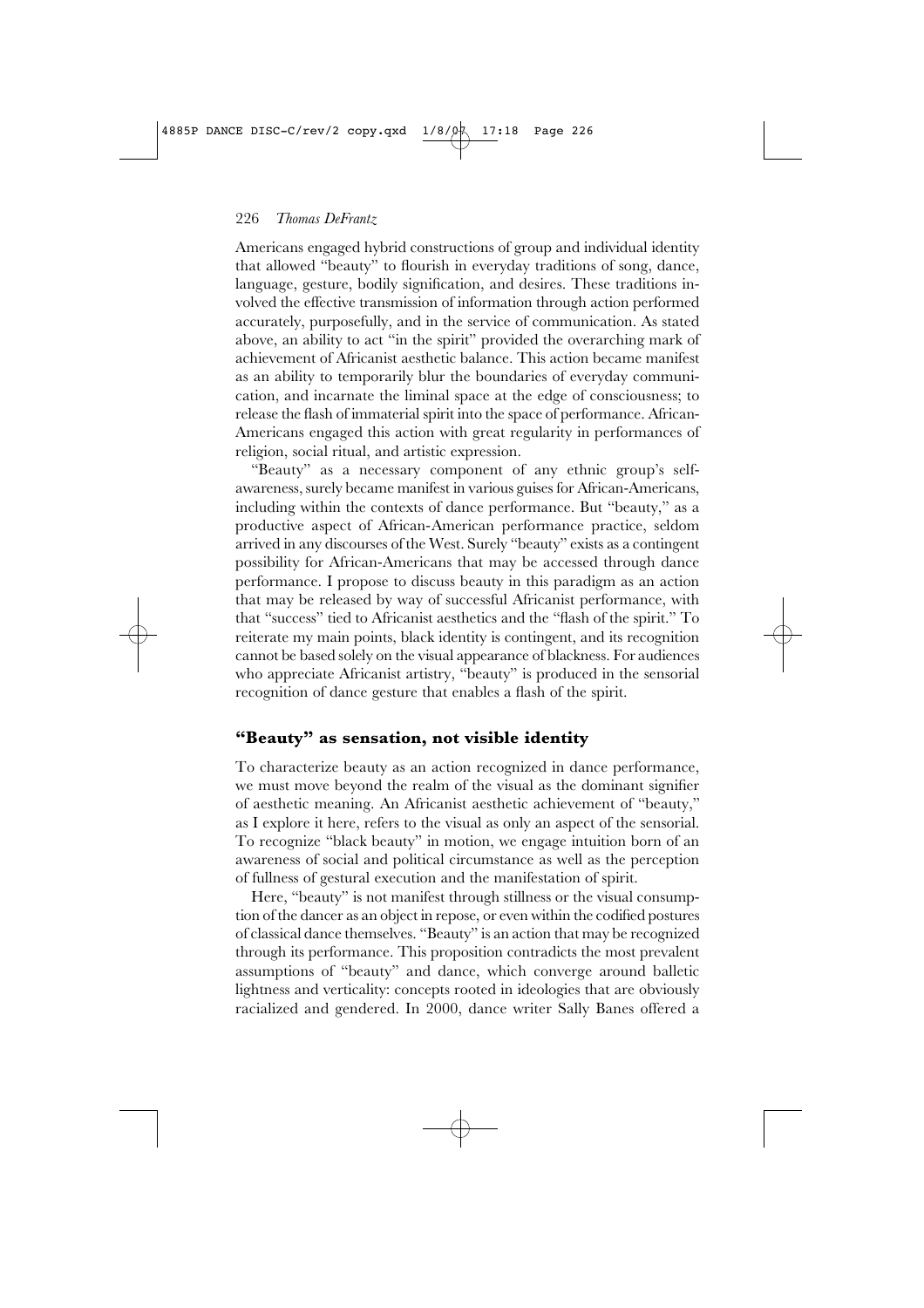Americans engaged hybrid constructions of group and individual identity that allowed "beauty" to flourish in everyday traditions of song, dance, language, gesture, bodily signification, and desires. These traditions involved the effective transmission of information through action performed accurately, purposefully, and in the service of communication. As stated above, an ability to act "in the spirit" provided the overarching mark of achievement of Africanist aesthetic balance. This action became manifest as an ability to temporarily blur the boundaries of everyday communication, and incarnate the liminal space at the edge of consciousness; to release the flash of immaterial spirit into the space of performance. African-Americans engaged this action with great regularity in performances of religion, social ritual, and artistic expression.

"Beauty" as a necessary component of any ethnic group's self-awareness, surely became manifest in various guises for African-Americans, including within the contexts of dance performance. But "beauty," as a productive aspect of African-American performance practice, seldom arrived in any discourses of the West. Surely "beauty" exists as a contingent possibility for African-Americans that may be accessed through dance performance. I propose to discuss beauty in this paradigm as an action that may be released by way of successful Africanist performance, with that "success" tied to Africanist aesthetics and the "flash of the spirit." To reiterate my main points, black identity is contingent, and its recognition cannot be based solely on the visual appearance of blackness. For audiences who appreciate Africanist artistry, "beauty" is produced in the sensorial recognition of dance gesture that enables a flash of the spirit.

## "Beauty" as sensation, not visible identity

To characterize beauty as an action recognized in dance performance, we must move beyond the realm of the visual as the dominant signifier of aesthetic meaning. An Africanist aesthetic achievement of "beauty," as I explore it here, refers to the visual as only an aspect of the sensorial. To recognize "black beauty" in motion, we engage intuition born of an awareness of social and political circumstance as well as the perception of fullness of gestural execution and the manifestation of spirit.

Here, "beauty" is not manifest through stillness or the visual consumption of the dancer as an object in repose, or even within the codified postures of classical dance themselves. "Beauty" is an action that may be recognized through its performance. This proposition contradicts the most prevalent assumptions of "beauty" and dance, which converge around balletic lightness and verticality: concepts rooted in ideologies that are obviously racialized and gendered. In 2000, dance writer Sally Banes offered a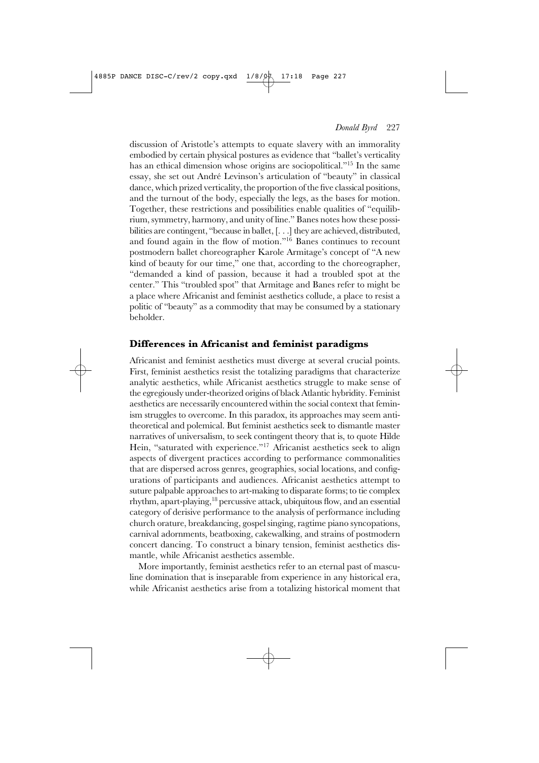discussion of Aristotle's attempts to equate slavery with an immorality embodied by certain physical postures as evidence that "ballet's verticality has an ethical dimension whose origins are sociopolitical."[15] In the same essay, she set out André Levinson's articulation of "beauty" in classical dance, which prized verticality, the proportion of the five classical positions, and the turnout of the body, especially the legs, as the bases for motion. Together, these restrictions and possibilities enable qualities of "equilibrium, symmetry, harmony, and unity of line." Banes notes how these possibilities are contingent, "because in ballet, [. . .] they are achieved, distributed, and found again in the flow of motion."[16] Banes continues to recount postmodern ballet choreographer Karole Armitage's concept of "A new kind of beauty for our time," one that, according to the choreographer, "demanded a kind of passion, because it had a troubled spot at the center." This "troubled spot" that Armitage and Banes refer to might be a place where Africanist and feminist aesthetics collude, a place to resist a politic of "beauty" as a commodity that may be consumed by a stationary beholder.

## Differences in Africanist and feminist paradigms

Africanist and feminist aesthetics must diverge at several crucial points. First, feminist aesthetics resist the totalizing paradigms that characterize analytic aesthetics, while Africanist aesthetics struggle to make sense of the egregiously under-theorized origins of black Atlantic hybridity. Feminist aesthetics are necessarily encountered within the social context that feminism struggles to overcome. In this paradox, its approaches may seem anti-theoretical and polemical. But feminist aesthetics seek to dismantle master narratives of universalism, to seek contingent theory that is, to quote Hilde Hein, "saturated with experience."[17] Africanist aesthetics seek to align aspects of divergent practices according to performance commonalities that are dispersed across genres, geographies, social locations, and configurations of participants and audiences. Africanist aesthetics attempt to suture palpable approaches to art-making to disparate forms; to tie complex rhythm, apart-playing,[18] percussive attack, ubiquitous flow, and an essential category of derisive performance to the analysis of performance including church orature, breakdancing, gospel singing, ragtime piano syncopations, carnival adornments, beatboxing, cakewalking, and strains of postmodern concert dancing. To construct a binary tension, feminist aesthetics dismantle, while Africanist aesthetics assemble.

More importantly, feminist aesthetics refer to an eternal past of masculine domination that is inseparable from experience in any historical era, while Africanist aesthetics arise from a totalizing historical moment that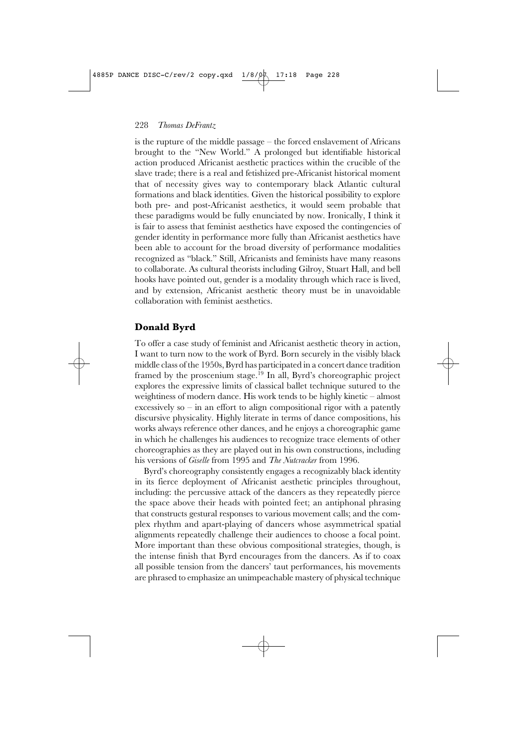is the rupture of the middle passage – the forced enslavement of Africans brought to the "New World." A prolonged but identifiable historical action produced Africanist aesthetic practices within the crucible of the slave trade; there is a real and fetishized pre-Africanist historical moment that of necessity gives way to contemporary black Atlantic cultural formations and black identities. Given the historical possibility to explore both pre- and post-Africanist aesthetics, it would seem probable that these paradigms would be fully enunciated by now. Ironically, I think it is fair to assess that feminist aesthetics have exposed the contingencies of gender identity in performance more fully than Africanist aesthetics have been able to account for the broad diversity of performance modalities recognized as "black." Still, Africanists and feminists have many reasons to collaborate. As cultural theorists including Gilroy, Stuart Hall, and bell hooks have pointed out, gender is a modality through which race is lived, and by extension, Africanist aesthetic theory must be in unavoidable collaboration with feminist aesthetics.

## Donald Byrd

To offer a case study of feminist and Africanist aesthetic theory in action, I want to turn now to the work of Byrd. Born securely in the visibly black middle class of the 1950s, Byrd has participated in a concert dance tradition framed by the proscenium stage.[19] In all, Byrd's choreographic project explores the expressive limits of classical ballet technique sutured to the weightiness of modern dance. His work tends to be highly kinetic – almost excessively so – in an effort to align compositional rigor with a patently discursive physicality. Highly literate in terms of dance compositions, his works always reference other dances, and he enjoys a choreographic game in which he challenges his audiences to recognize trace elements of other choreographies as they are played out in his own constructions, including his versions of *Giselle* from 1995 and *The Nutcracker* from 1996.

Byrd's choreography consistently engages a recognizably black identity in its fierce deployment of Africanist aesthetic principles throughout, including: the percussive attack of the dancers as they repeatedly pierce the space above their heads with pointed feet; an antiphonal phrasing that constructs gestural responses to various movement calls; and the complex rhythm and apart-playing of dancers whose asymmetrical spatial alignments repeatedly challenge their audiences to choose a focal point. More important than these obvious compositional strategies, though, is the intense finish that Byrd encourages from the dancers. As if to coax all possible tension from the dancers' taut performances, his movements are phrased to emphasize an unimpeachable mastery of physical technique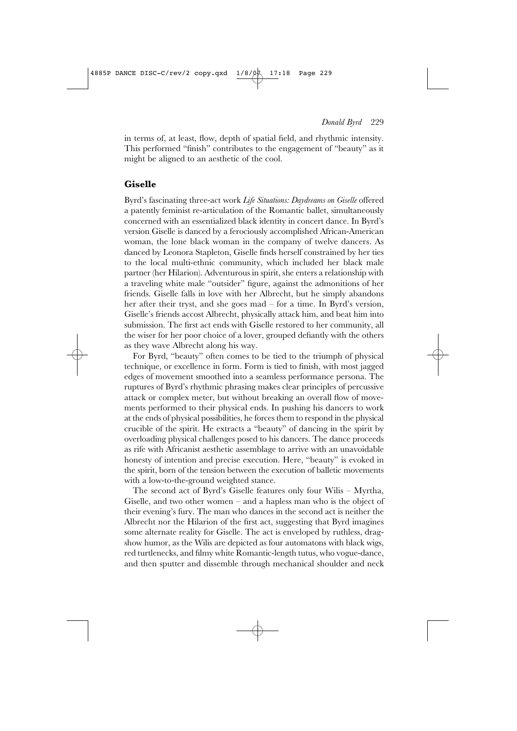in terms of, at least, flow, depth of spatial field, and rhythmic intensity. This performed "finish" contributes to the engagement of "beauty" as it might be aligned to an aesthetic of the cool.

## Giselle

Byrd's fascinating three-act work *Life Situations: Daydreams on Giselle* offered a patently feminist re-articulation of the Romantic ballet, simultaneously concerned with an essentialized black identity in concert dance. In Byrd's version Giselle is danced by a ferociously accomplished African-American woman, the lone black woman in the company of twelve dancers. As danced by Leonora Stapleton, Giselle finds herself constrained by her ties to the local multi-ethnic community, which included her black male partner (her Hilarion). Adventurous in spirit, she enters a relationship with a traveling white male "outsider" figure, against the admonitions of her friends. Giselle falls in love with her Albrecht, but he simply abandons her after their tryst, and she goes mad – for a time. In Byrd's version, Giselle's friends accost Albrecht, physically attack him, and beat him into submission. The first act ends with Giselle restored to her community, all the wiser for her poor choice of a lover, grouped defiantly with the others as they wave Albrecht along his way.

For Byrd, "beauty" often comes to be tied to the triumph of physical technique, or excellence in form. Form is tied to finish, with most jagged edges of movement smoothed into a seamless performance persona. The ruptures of Byrd's rhythmic phrasing makes clear principles of percussive attack or complex meter, but without breaking an overall flow of movements performed to their physical ends. In pushing his dancers to work at the ends of physical possibilities, he forces them to respond in the physical crucible of the spirit. He extracts a "beauty" of dancing in the spirit by overloading physical challenges posed to his dancers. The dance proceeds as rife with Africanist aesthetic assemblage to arrive with an unavoidable honesty of intention and precise execution. Here, "beauty" is evoked in the spirit, born of the tension between the execution of balletic movements with a low-to-the-ground weighted stance.

The second act of Byrd's Giselle features only four Wilis – Myrtha, Giselle, and two other women – and a hapless man who is the object of their evening's fury. The man who dances in the second act is neither the Albrecht nor the Hilarion of the first act, suggesting that Byrd imagines some alternate reality for Giselle. The act is enveloped by ruthless, drag-show humor, as the Wilis are depicted as four automatons with black wigs, red turtlenecks, and filmy white Romantic-length tutus, who vogue-dance, and then sputter and dissemble through mechanical shoulder and neck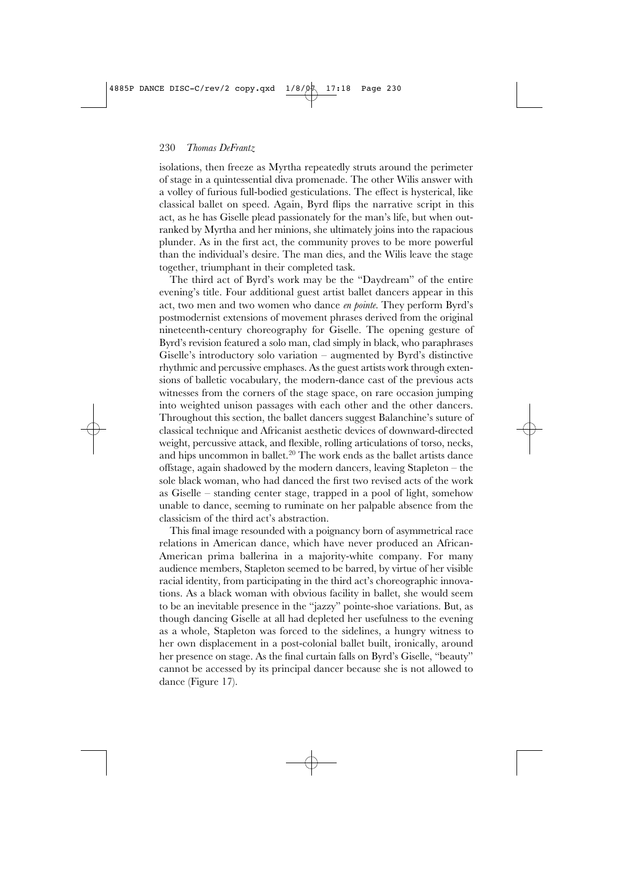isolations, then freeze as Myrtha repeatedly struts around the perimeter of stage in a quintessential diva promenade. The other Wilis answer with a volley of furious full-bodied gesticulations. The effect is hysterical, like classical ballet on speed. Again, Byrd flips the narrative script in this act, as he has Giselle plead passionately for the man's life, but when outranked by Myrtha and her minions, she ultimately joins into the rapacious plunder. As in the first act, the community proves to be more powerful than the individual's desire. The man dies, and the Wilis leave the stage together, triumphant in their completed task.

The third act of Byrd's work may be the "Daydream" of the entire evening's title. Four additional guest artist ballet dancers appear in this act, two men and two women who dance *en pointe*. They perform Byrd's postmodernist extensions of movement phrases derived from the original nineteenth-century choreography for Giselle. The opening gesture of Byrd's revision featured a solo man, clad simply in black, who paraphrases Giselle's introductory solo variation – augmented by Byrd's distinctive rhythmic and percussive emphases. As the guest artists work through extensions of balletic vocabulary, the modern-dance cast of the previous acts witnesses from the corners of the stage space, on rare occasion jumping into weighted unison passages with each other and the other dancers. Throughout this section, the ballet dancers suggest Balanchine's suture of classical technique and Africanist aesthetic devices of downward-directed weight, percussive attack, and flexible, rolling articulations of torso, necks, and hips uncommon in ballet.[20] The work ends as the ballet artists dance offstage, again shadowed by the modern dancers, leaving Stapleton – the sole black woman, who had danced the first two revised acts of the work as Giselle – standing center stage, trapped in a pool of light, somehow unable to dance, seeming to ruminate on her palpable absence from the classicism of the third act's abstraction.

This final image resounded with a poignancy born of asymmetrical race relations in American dance, which have never produced an African-American prima ballerina in a majority-white company. For many audience members, Stapleton seemed to be barred, by virtue of her visible racial identity, from participating in the third act's choreographic innovations. As a black woman with obvious facility in ballet, she would seem to be an inevitable presence in the "jazzy" pointe-shoe variations. But, as though dancing Giselle at all had depleted her usefulness to the evening as a whole, Stapleton was forced to the sidelines, a hungry witness to her own displacement in a post-colonial ballet built, ironically, around her presence on stage. As the final curtain falls on Byrd's Giselle, "beauty" cannot be accessed by its principal dancer because she is not allowed to dance (Figure 17).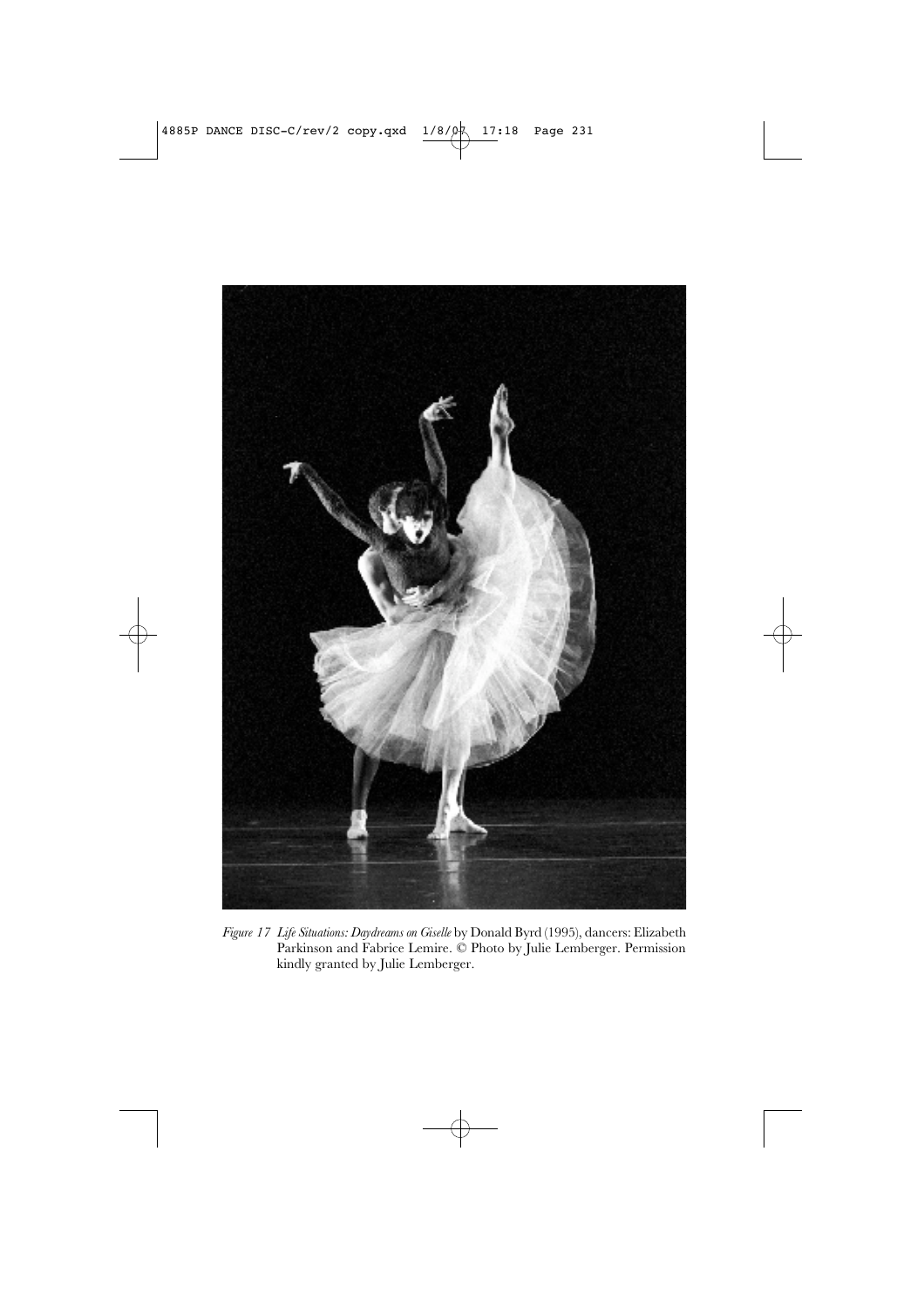*Figure 17 Life Situations: Daydreams on Giselle* by Donald Byrd (1995), dancers: Elizabeth Parkinson and Fabrice Lemire. © Photo by Julie Lemberger. Permission kindly granted by Julie Lemberger.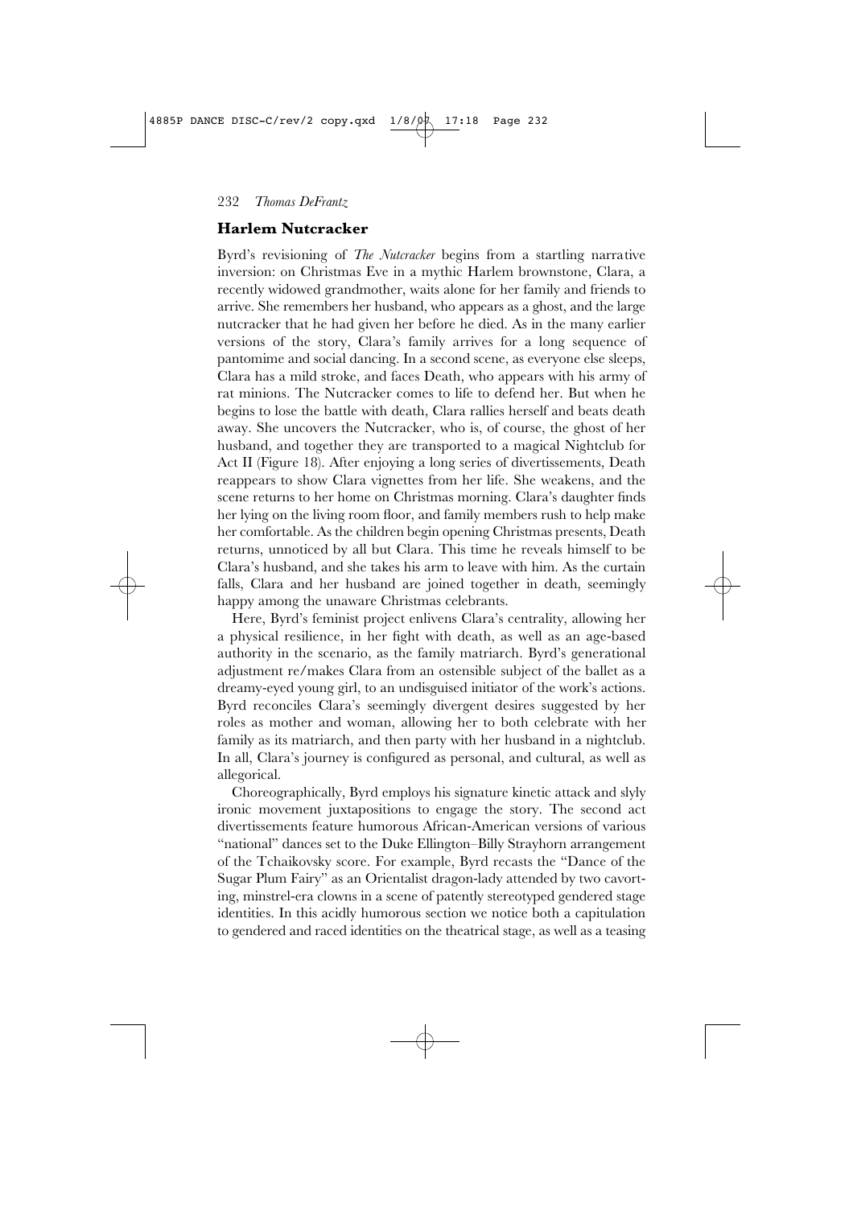## Harlem Nutcracker

Byrd's revisioning of *The Nutcracker* begins from a startling narrative inversion: on Christmas Eve in a mythic Harlem brownstone, Clara, a recently widowed grandmother, waits alone for her family and friends to arrive. She remembers her husband, who appears as a ghost, and the large nutcracker that he had given her before he died. As in the many earlier versions of the story, Clara's family arrives for a long sequence of pantomime and social dancing. In a second scene, as everyone else sleeps, Clara has a mild stroke, and faces Death, who appears with his army of rat minions. The Nutcracker comes to life to defend her. But when he begins to lose the battle with death, Clara rallies herself and beats death away. She uncovers the Nutcracker, who is, of course, the ghost of her husband, and together they are transported to a magical Nightclub for Act II (Figure 18). After enjoying a long series of divertissements, Death reappears to show Clara vignettes from her life. She weakens, and the scene returns to her home on Christmas morning. Clara's daughter finds her lying on the living room floor, and family members rush to help make her comfortable. As the children begin opening Christmas presents, Death returns, unnoticed by all but Clara. This time he reveals himself to be Clara's husband, and she takes his arm to leave with him. As the curtain falls, Clara and her husband are joined together in death, seemingly happy among the unaware Christmas celebrants.

Here, Byrd's feminist project enlivens Clara's centrality, allowing her a physical resilience, in her fight with death, as well as an age-based authority in the scenario, as the family matriarch. Byrd's generational adjustment re/makes Clara from an ostensible subject of the ballet as a dreamy-eyed young girl, to an undisguised initiator of the work's actions. Byrd reconciles Clara's seemingly divergent desires suggested by her roles as mother and woman, allowing her to both celebrate with her family as its matriarch, and then party with her husband in a nightclub. In all, Clara's journey is configured as personal, and cultural, as well as allegorical.

Choreographically, Byrd employs his signature kinetic attack and slyly ironic movement juxtapositions to engage the story. The second act divertissements feature humorous African-American versions of various "national" dances set to the Duke Ellington–Billy Strayhorn arrangement of the Tchaikovsky score. For example, Byrd recasts the "Dance of the Sugar Plum Fairy" as an Orientalist dragon-lady attended by two cavorting, minstrel-era clowns in a scene of patently stereotyped gendered stage identities. In this acidly humorous section we notice both a capitulation to gendered and raced identities on the theatrical stage, as well as a teasing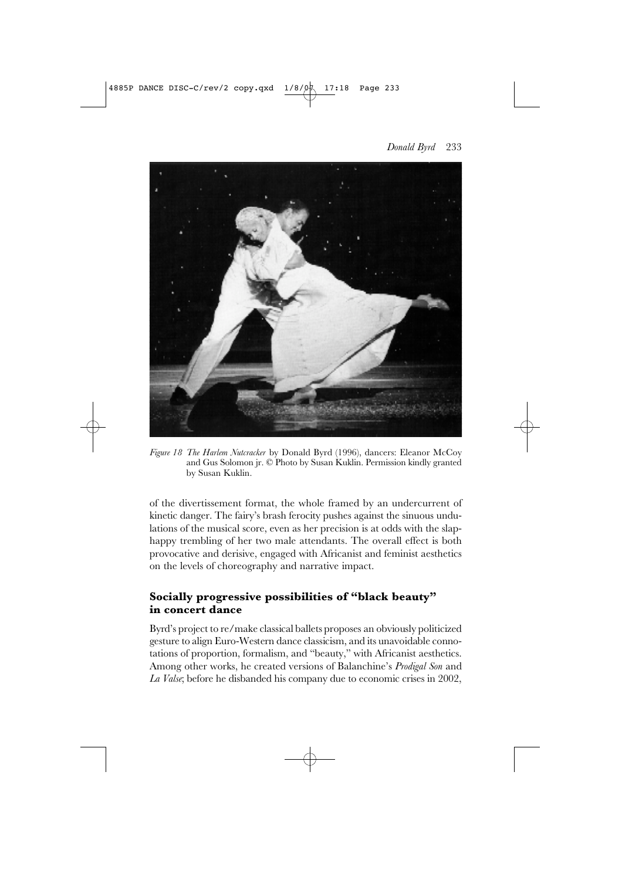*Figure 18 The Harlem Nutcracker* by Donald Byrd (1996), dancers: Eleanor McCoy and Gus Solomon jr. © Photo by Susan Kuklin. Permission kindly granted by Susan Kuklin.

of the divertissement format, the whole framed by an undercurrent of kinetic danger. The fairy's brash ferocity pushes against the sinuous undulations of the musical score, even as her precision is at odds with the slap-happy trembling of her two male attendants. The overall effect is both provocative and derisive, engaged with Africanist and feminist aesthetics on the levels of choreography and narrative impact.

## Socially progressive possibilities of "black beauty" in concert dance

Byrd's project to re/make classical ballets proposes an obviously politicized gesture to align Euro-Western dance classicism, and its unavoidable connotations of proportion, formalism, and "beauty," with Africanist aesthetics. Among other works, he created versions of Balanchine's *Prodigal Son* and *La Valse*; before he disbanded his company due to economic crises in 2002,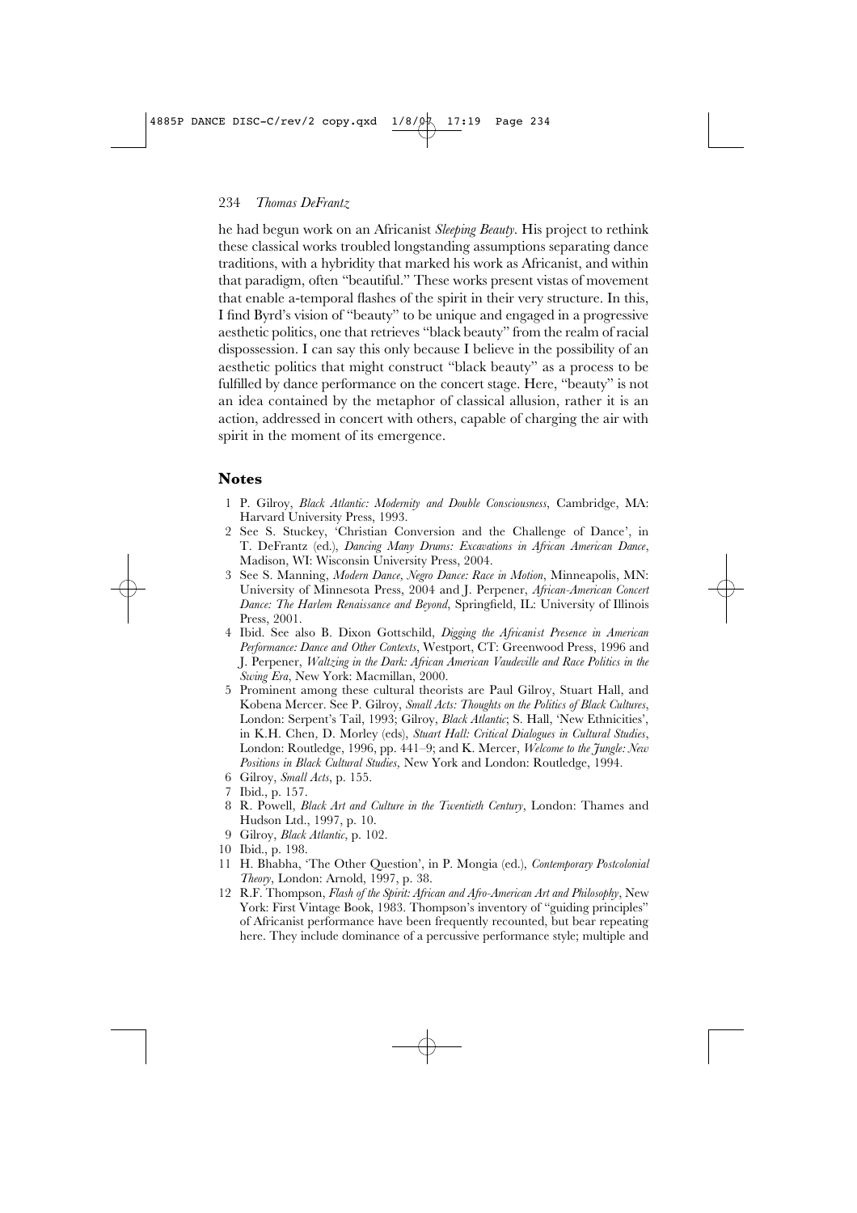he had begun work on an Africanist *Sleeping Beauty*. His project to rethink these classical works troubled longstanding assumptions separating dance traditions, with a hybridity that marked his work as Africanist, and within that paradigm, often "beautiful." These works present vistas of movement that enable a-temporal flashes of the spirit in their very structure. In this, I find Byrd's vision of "beauty" to be unique and engaged in a progressive aesthetic politics, one that retrieves "black beauty" from the realm of racial dispossession. I can say this only because I believe in the possibility of an aesthetic politics that might construct "black beauty" as a process to be fulfilled by dance performance on the concert stage. Here, "beauty" is not an idea contained by the metaphor of classical allusion, rather it is an action, addressed in concert with others, capable of charging the air with spirit in the moment of its emergence.

## Notes

1. P. Gilroy, *Black Atlantic: Modernity and Double Consciousness*, Cambridge, MA: Harvard University Press, 1993.
2. See S. Stuckey, 'Christian Conversion and the Challenge of Dance', in T. DeFrantz (ed.), *Dancing Many Drums: Excavations in African American Dance*, Madison, WI: Wisconsin University Press, 2004.
3. See S. Manning, *Modern Dance, Negro Dance: Race in Motion*, Minneapolis, MN: University of Minnesota Press, 2004 and J. Perpener, *African-American Concert Dance: The Harlem Renaissance and Beyond*, Springfield, IL: University of Illinois Press, 2001.
4. Ibid. See also B. Dixon Gottschild, *Digging the Africanist Presence in American Performance: Dance and Other Contexts*, Westport, CT: Greenwood Press, 1996 and J. Perpener, *Waltzing in the Dark: African American Vaudeville and Race Politics in the Swing Era*, New York: Macmillan, 2000.
5. Prominent among these cultural theorists are Paul Gilroy, Stuart Hall, and Kobena Mercer. See P. Gilroy, *Small Acts: Thoughts on the Politics of Black Cultures*, London: Serpent's Tail, 1993; Gilroy, *Black Atlantic*; S. Hall, 'New Ethnicities', in K.H. Chen, D. Morley (eds), *Stuart Hall: Critical Dialogues in Cultural Studies*, London: Routledge, 1996, pp. 441–9; and K. Mercer, *Welcome to the Jungle: New Positions in Black Cultural Studies*, New York and London: Routledge, 1994.
6. Gilroy, *Small Acts*, p. 155.
7. Ibid., p. 157.
8. R. Powell, *Black Art and Culture in the Twentieth Century*, London: Thames and Hudson Ltd., 1997, p. 10.
9. Gilroy, *Black Atlantic*, p. 102.
10. Ibid., p. 198.
11. H. Bhabha, 'The Other Question', in P. Mongia (ed.), *Contemporary Postcolonial Theory*, London: Arnold, 1997, p. 38.
12. R.F. Thompson, *Flash of the Spirit: African and Afro-American Art and Philosophy*, New York: First Vintage Book, 1983. Thompson's inventory of "guiding principles" of Africanist performance have been frequently recounted, but bear repeating here. They include dominance of a percussive performance style; multiple and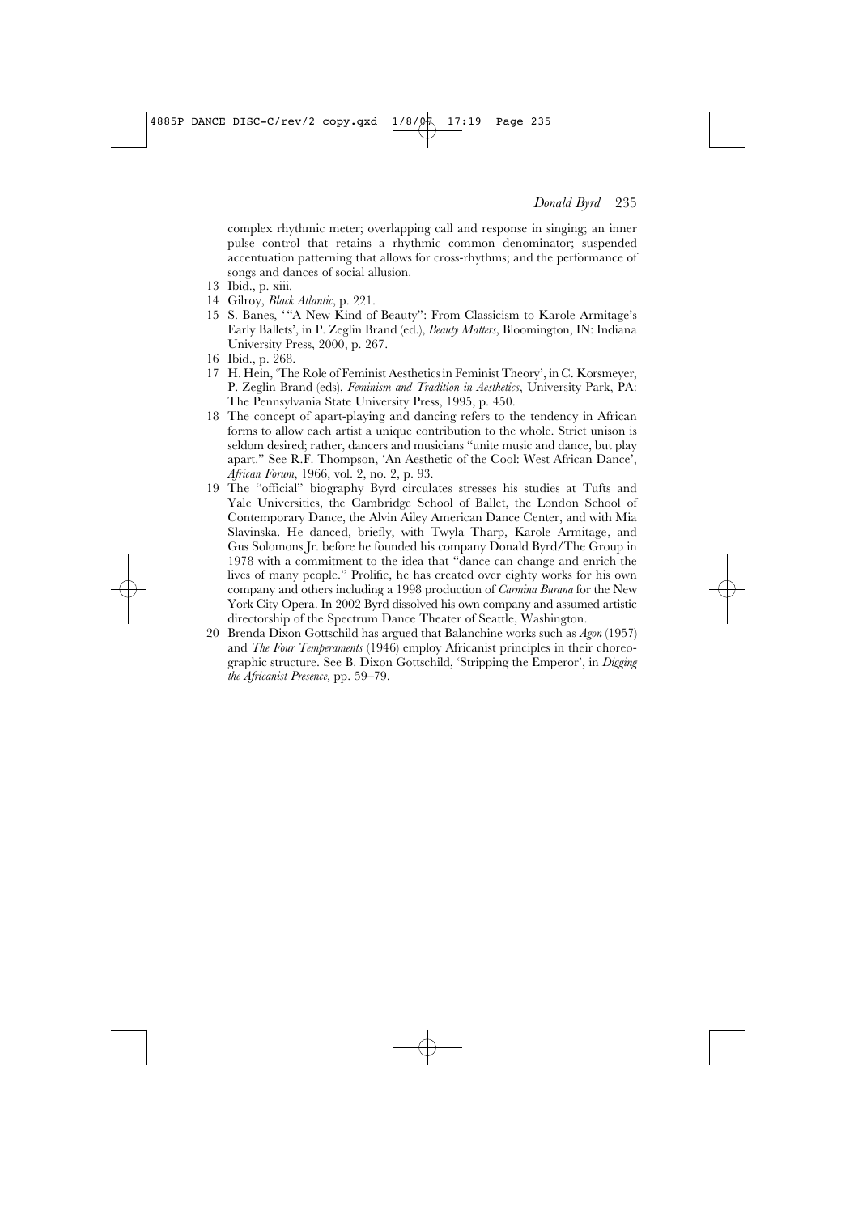complex rhythmic meter; overlapping call and response in singing; an inner pulse control that retains a rhythmic common denominator; suspended accentuation patterning that allows for cross-rhythms; and the performance of songs and dances of social allusion.

13 Ibid., p. xiii.

14 Gilroy, *Black Atlantic*, p. 221.

15 S. Banes, '"A New Kind of Beauty": From Classicism to Karole Armitage's Early Ballets', in P. Zeglin Brand (ed.), *Beauty Matters*, Bloomington, IN: Indiana University Press, 2000, p. 267.

16 Ibid., p. 268.

17 H. Hein, 'The Role of Feminist Aesthetics in Feminist Theory', in C. Korsmeyer, P. Zeglin Brand (eds), *Feminism and Tradition in Aesthetics*, University Park, PA: The Pennsylvania State University Press, 1995, p. 450.

18 The concept of apart-playing and dancing refers to the tendency in African forms to allow each artist a unique contribution to the whole. Strict unison is seldom desired; rather, dancers and musicians "unite music and dance, but play apart." See R.F. Thompson, 'An Aesthetic of the Cool: West African Dance', *African Forum*, 1966, vol. 2, no. 2, p. 93.

19 The "official" biography Byrd circulates stresses his studies at Tufts and Yale Universities, the Cambridge School of Ballet, the London School of Contemporary Dance, the Alvin Ailey American Dance Center, and with Mia Slavinska. He danced, briefly, with Twyla Tharp, Karole Armitage, and Gus Solomons Jr. before he founded his company Donald Byrd/The Group in 1978 with a commitment to the idea that "dance can change and enrich the lives of many people." Prolific, he has created over eighty works for his own company and others including a 1998 production of *Carmina Burana* for the New York City Opera. In 2002 Byrd dissolved his own company and assumed artistic directorship of the Spectrum Dance Theater of Seattle, Washington.

20 Brenda Dixon Gottschild has argued that Balanchine works such as *Agon* (1957) and *The Four Temperaments* (1946) employ Africanist principles in their choreographic structure. See B. Dixon Gottschild, 'Stripping the Emperor', in *Digging the Africanist Presence*, pp. 59–79.